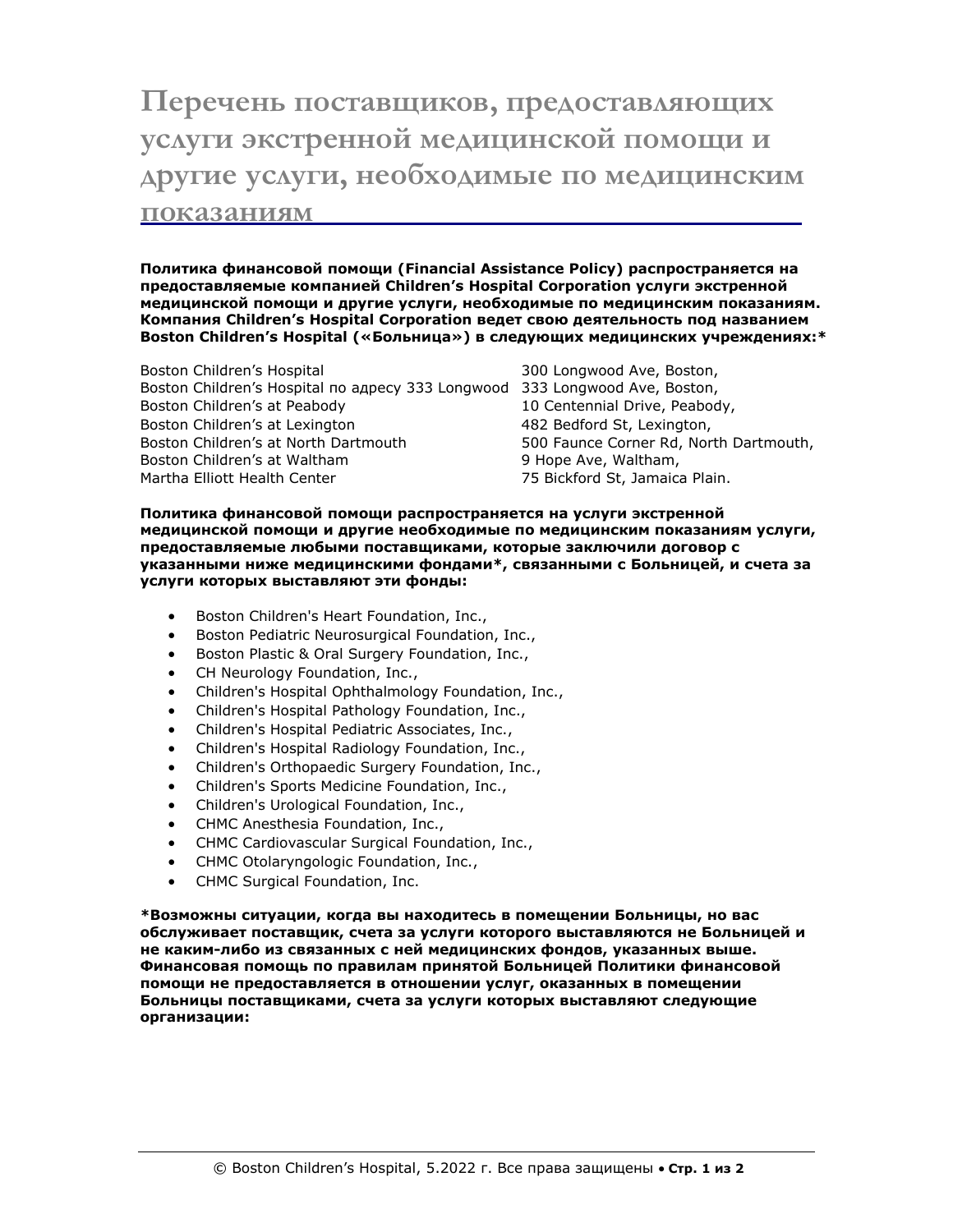# Перечень поставщиков, предоставляющих услуги экстренной медицинской помощи и другие услуги, необходимые по медицинским показаниям

**Политика финансовой помощи (Financial Assistance Policy) распространяется на предоставляемые компанией Children's Hospital Corporation услуги экстренной медицинской помощи и другие услуги, необходимые по медицинским показаниям. Компания Children's Hospital Corporation ведет свою деятельность под названием Boston Children's Hospital («Больница») в следующих медицинских учреждениях:***

| | |
|---|---|
| Boston Children's Hospital | 300 Longwood Ave, Boston, |
| Boston Children's Hospital по адресу 333 Longwood | 333 Longwood Ave, Boston, |
| Boston Children's at Peabody | 10 Centennial Drive, Peabody, |
| Boston Children's at Lexington | 482 Bedford St, Lexington, |
| Boston Children's at North Dartmouth | 500 Faunce Corner Rd, North Dartmouth, |
| Boston Children's at Waltham | 9 Hope Ave, Waltham, |
| Martha Elliott Health Center | 75 Bickford St, Jamaica Plain. |

**Политика финансовой помощи распространяется на услуги экстренной медицинской помощи и другие необходимые по медицинским показаниям услуги, предоставляемые любыми поставщиками, которые заключили договор с указанными ниже медицинскими фондами*, связанными с Больницей, и счета за услуги которых выставляют эти фонды:**

- Boston Children's Heart Foundation, Inc.,
- Boston Pediatric Neurosurgical Foundation, Inc.,
- Boston Plastic & Oral Surgery Foundation, Inc.,
- CH Neurology Foundation, Inc.,
- Children's Hospital Ophthalmology Foundation, Inc.,
- Children's Hospital Pathology Foundation, Inc.,
- Children's Hospital Pediatric Associates, Inc.,
- Children's Hospital Radiology Foundation, Inc.,
- Children's Orthopaedic Surgery Foundation, Inc.,
- Children's Sports Medicine Foundation, Inc.,
- Children's Urological Foundation, Inc.,
- CHMC Anesthesia Foundation, Inc.,
- CHMC Cardiovascular Surgical Foundation, Inc.,
- CHMC Otolaryngologic Foundation, Inc.,
- CHMC Surgical Foundation, Inc.

***Возможны ситуации, когда вы находитесь в помещении Больницы, но вас обслуживает поставщик, счета за услуги которого выставляются не Больницей и не каким-либо из связанных с ней медицинских фондов, указанных выше. Финансовая помощь по правилам принятой Больницей Политики финансовой помощи не предоставляется в отношении услуг, оказанных в помещении Больницы поставщиками, счета за услуги которых выставляют следующие организации:**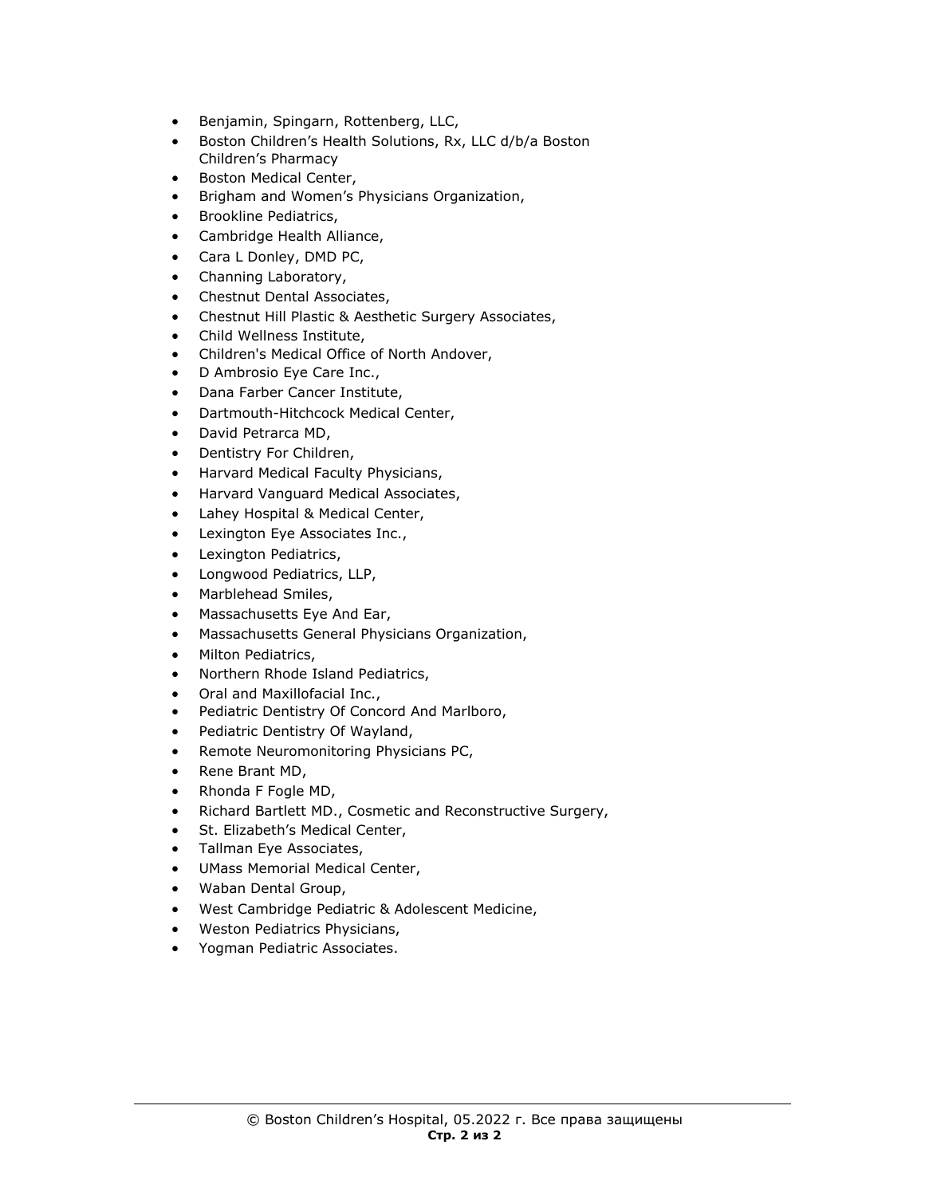- Benjamin, Spingarn, Rottenberg, LLC,
- Boston Children's Health Solutions, Rx, LLC d/b/a Boston Children's Pharmacy
- Boston Medical Center,
- Brigham and Women's Physicians Organization,
- Brookline Pediatrics,
- Cambridge Health Alliance,
- Cara L Donley, DMD PC,
- Channing Laboratory,
- Chestnut Dental Associates,
- Chestnut Hill Plastic & Aesthetic Surgery Associates,
- Child Wellness Institute,
- Children's Medical Office of North Andover,
- D Ambrosio Eye Care Inc.,
- Dana Farber Cancer Institute,
- Dartmouth-Hitchcock Medical Center,
- David Petrarca MD,
- Dentistry For Children,
- Harvard Medical Faculty Physicians,
- Harvard Vanguard Medical Associates,
- Lahey Hospital & Medical Center,
- Lexington Eye Associates Inc.,
- Lexington Pediatrics,
- Longwood Pediatrics, LLP,
- Marblehead Smiles,
- Massachusetts Eye And Ear,
- Massachusetts General Physicians Organization,
- Milton Pediatrics,
- Northern Rhode Island Pediatrics,
- Oral and Maxillofacial Inc.,
- Pediatric Dentistry Of Concord And Marlboro,
- Pediatric Dentistry Of Wayland,
- Remote Neuromonitoring Physicians PC,
- Rene Brant MD,
- Rhonda F Fogle MD,
- Richard Bartlett MD., Cosmetic and Reconstructive Surgery,
- St. Elizabeth's Medical Center,
- Tallman Eye Associates,
- UMass Memorial Medical Center,
- Waban Dental Group,
- West Cambridge Pediatric & Adolescent Medicine,
- Weston Pediatrics Physicians,
- Yogman Pediatric Associates.